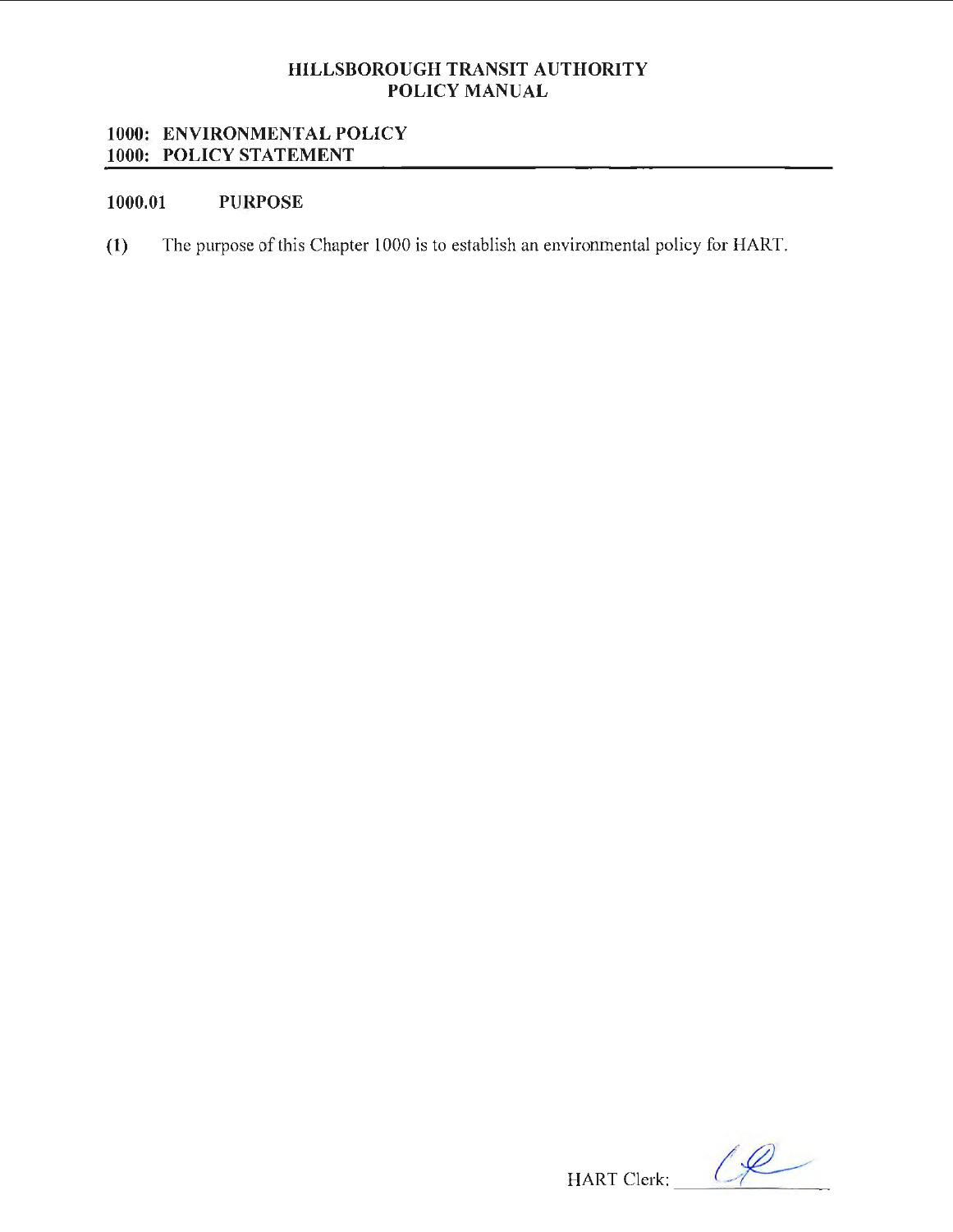# HILLSBOROUGH TRANSIT AUTHORITY
# POLICY MANUAL

## 1000: ENVIRONMENTAL POLICY
## 1000: POLICY STATEMENT

### 1000.01 PURPOSE

(1) The purpose of this Chapter 1000 is to establish an environmental policy for HART.

HART Clerk: ____________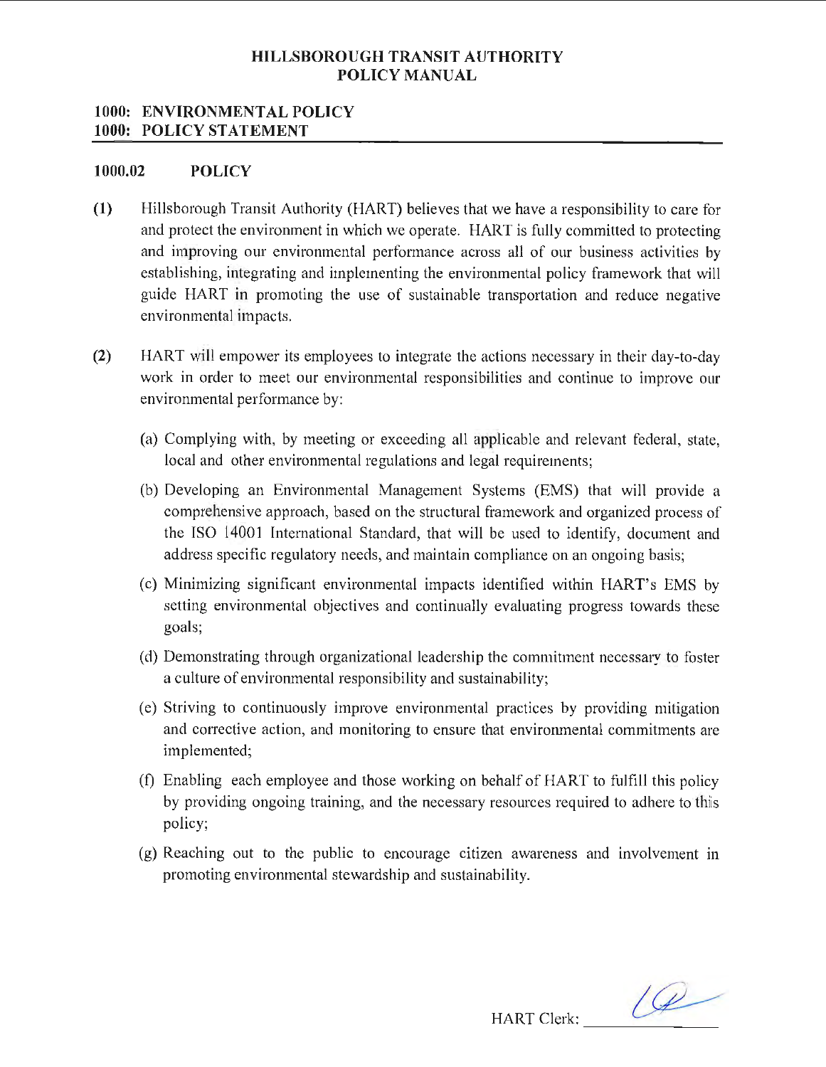**HILLSBOROUGH TRANSIT AUTHORITY**
**POLICY MANUAL**

## 1000: ENVIRONMENTAL POLICY
## 1000: POLICY STATEMENT

### 1000.02 POLICY

**(1)** Hillsborough Transit Authority (HART) believes that we have a responsibility to care for and protect the environment in which we operate. HART is fully committed to protecting and improving our environmental performance across all of our business activities by establishing, integrating and implementing the environmental policy framework that will guide HART in promoting the use of sustainable transportation and reduce negative environmental impacts.

**(2)** HART will empower its employees to integrate the actions necessary in their day-to-day work in order to meet our environmental responsibilities and continue to improve our environmental performance by:

(a) Complying with, by meeting or exceeding all applicable and relevant federal, state, local and other environmental regulations and legal requirements;

(b) Developing an Environmental Management Systems (EMS) that will provide a comprehensive approach, based on the structural framework and organized process of the ISO 14001 International Standard, that will be used to identify, document and address specific regulatory needs, and maintain compliance on an ongoing basis;

(c) Minimizing significant environmental impacts identified within HART's EMS by setting environmental objectives and continually evaluating progress towards these goals;

(d) Demonstrating through organizational leadership the commitment necessary to foster a culture of environmental responsibility and sustainability;

(e) Striving to continuously improve environmental practices by providing mitigation and corrective action, and monitoring to ensure that environmental commitments are implemented;

(f) Enabling each employee and those working on behalf of HART to fulfill this policy by providing ongoing training, and the necessary resources required to adhere to this policy;

(g) Reaching out to the public to encourage citizen awareness and involvement in promoting environmental stewardship and sustainability.

HART Clerk: ____________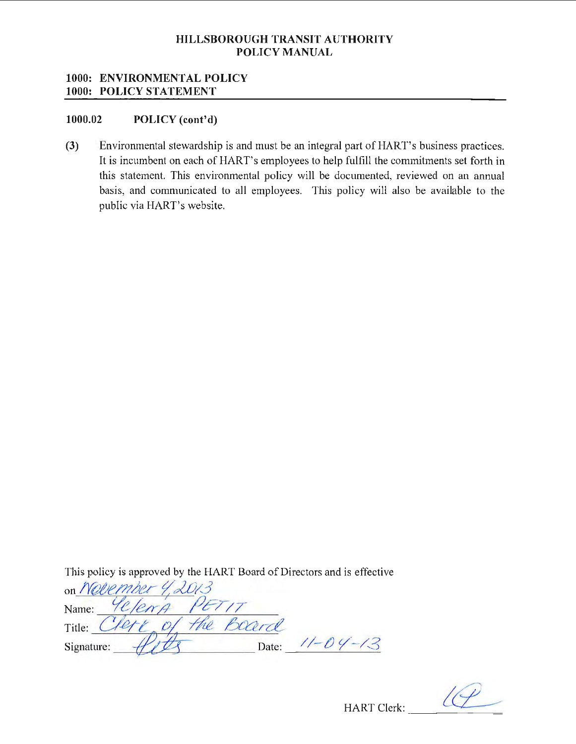# HILLSBOROUGH TRANSIT AUTHORITY
## POLICY MANUAL

**1000: ENVIRONMENTAL POLICY**
**1000: POLICY STATEMENT**

### 1000.02 POLICY (cont'd)

**(3)** Environmental stewardship is and must be an integral part of HART's business practices. It is incumbent on each of HART's employees to help fulfill the commitments set forth in this statement. This environmental policy will be documented, reviewed on an annual basis, and communicated to all employees. This policy will also be available to the public via HART's website.

This policy is approved by the HART Board of Directors and is effective on November 4, 2013

Name: Yelena PETIT

Title: Clerk of the Board

Signature: [signature] Date: 11-04-13

HART Clerk: [initials]